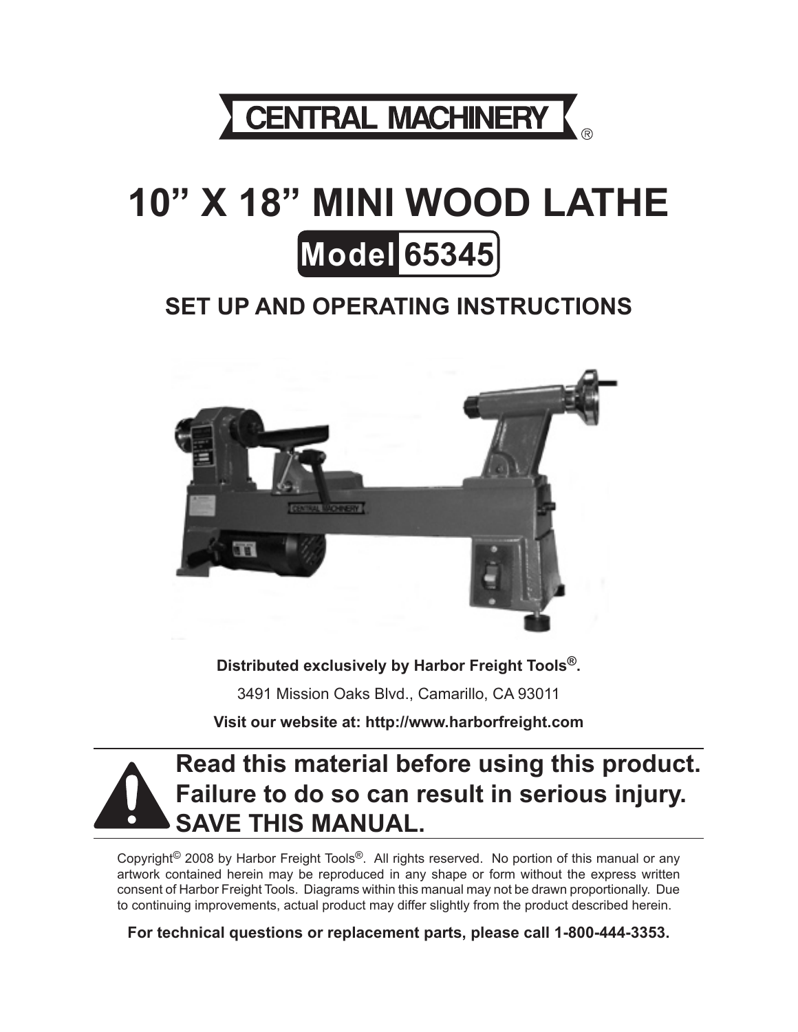# CENTRAL MACHINERY®

# 10" X 18" MINI WOOD LATHE

## Model 65345

## SET UP AND OPERATING INSTRUCTIONS

**Distributed exclusively by Harbor Freight Tools®.**

3491 Mission Oaks Blvd., Camarillo, CA 93011

**Visit our website at: http://www.harborfreight.com**

**Read this material before using this product. Failure to do so can result in serious injury. SAVE THIS MANUAL.**

Copyright© 2008 by Harbor Freight Tools®. All rights reserved. No portion of this manual or any artwork contained herein may be reproduced in any shape or form without the express written consent of Harbor Freight Tools. Diagrams within this manual may not be drawn proportionally. Due to continuing improvements, actual product may differ slightly from the product described herein.

**For technical questions or replacement parts, please call 1-800-444-3353.**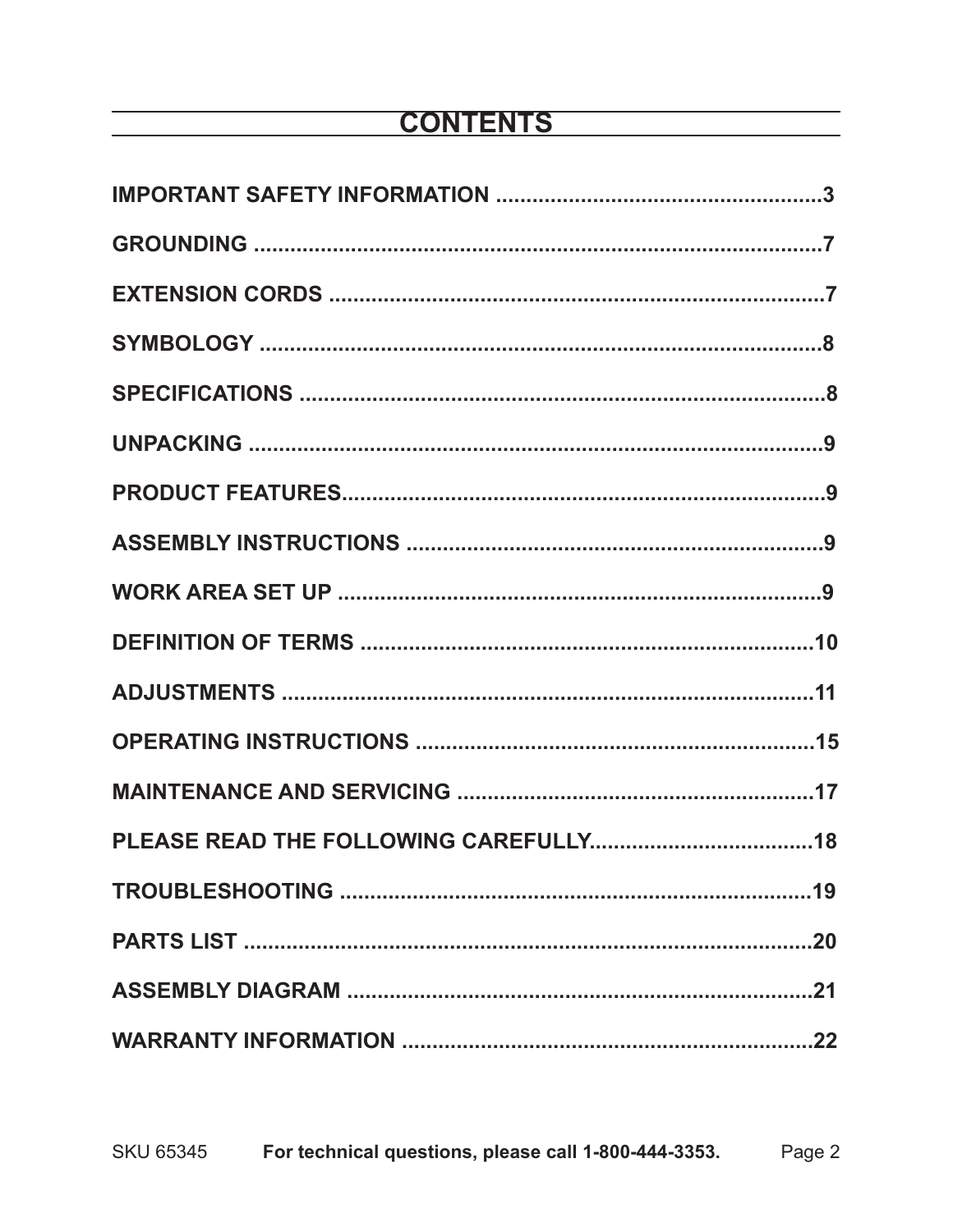# CONTENTS

IMPORTANT SAFETY INFORMATION ....................................................3

GROUNDING ............................................................................................7

EXTENSION CORDS ................................................................................7

SYMBOLOGY ...........................................................................................8

SPECIFICATIONS ....................................................................................8

UNPACKING .............................................................................................9

PRODUCT FEATURES.............................................................................9

ASSEMBLY INSTRUCTIONS ...................................................................9

WORK AREA SET UP ..............................................................................9

DEFINITION OF TERMS ........................................................................10

ADJUSTMENTS .....................................................................................11

OPERATING INSTRUCTIONS ...............................................................15

MAINTENANCE AND SERVICING ........................................................17

PLEASE READ THE FOLLOWING CAREFULLY...................................18

TROUBLESHOOTING ............................................................................19

PARTS LIST ............................................................................................20

ASSEMBLY DIAGRAM ...........................................................................21

WARRANTY INFORMATION .................................................................22

SKU 65345 **For technical questions, please call 1-800-444-3353.**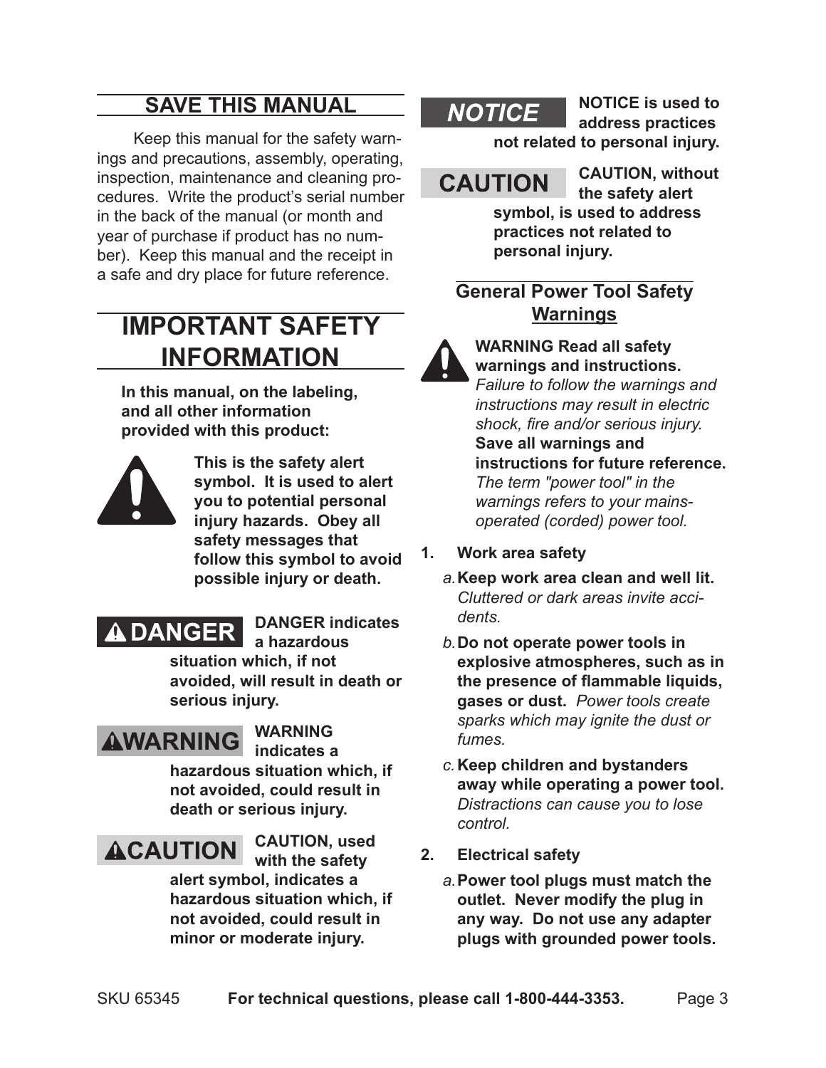## SAVE THIS MANUAL

Keep this manual for the safety warnings and precautions, assembly, operating, inspection, maintenance and cleaning procedures. Write the product's serial number in the back of the manual (or month and year of purchase if product has no number). Keep this manual and the receipt in a safe and dry place for future reference.

# IMPORTANT SAFETY INFORMATION

**In this manual, on the labeling, and all other information provided with this product:**

**This is the safety alert symbol. It is used to alert you to potential personal injury hazards. Obey all safety messages that follow this symbol to avoid possible injury or death.**

**⚠ DANGER** — **DANGER indicates a hazardous situation which, if not avoided, will result in death or serious injury.**

**⚠WARNING** — **WARNING indicates a hazardous situation which, if not avoided, could result in death or serious injury.**

**⚠CAUTION** — **CAUTION, used with the safety alert symbol, indicates a hazardous situation which, if not avoided, could result in minor or moderate injury.**

***NOTICE*** — **NOTICE is used to address practices not related to personal injury.**

**CAUTION** — **CAUTION, without the safety alert symbol, is used to address practices not related to personal injury.**

### General Power Tool Safety Warnings

**WARNING Read all safety warnings and instructions.** *Failure to follow the warnings and instructions may result in electric shock, fire and/or serious injury.* **Save all warnings and instructions for future reference.** *The term "power tool" in the warnings refers to your mains-operated (corded) power tool.*

1. **Work area safety**
   - a. **Keep work area clean and well lit.** *Cluttered or dark areas invite accidents.*
   - b. **Do not operate power tools in explosive atmospheres, such as in the presence of flammable liquids, gases or dust.** *Power tools create sparks which may ignite the dust or fumes.*
   - c. **Keep children and bystanders away while operating a power tool.** *Distractions can cause you to lose control.*
2. **Electrical safety**
   - a. **Power tool plugs must match the outlet. Never modify the plug in any way. Do not use any adapter plugs with grounded power tools.**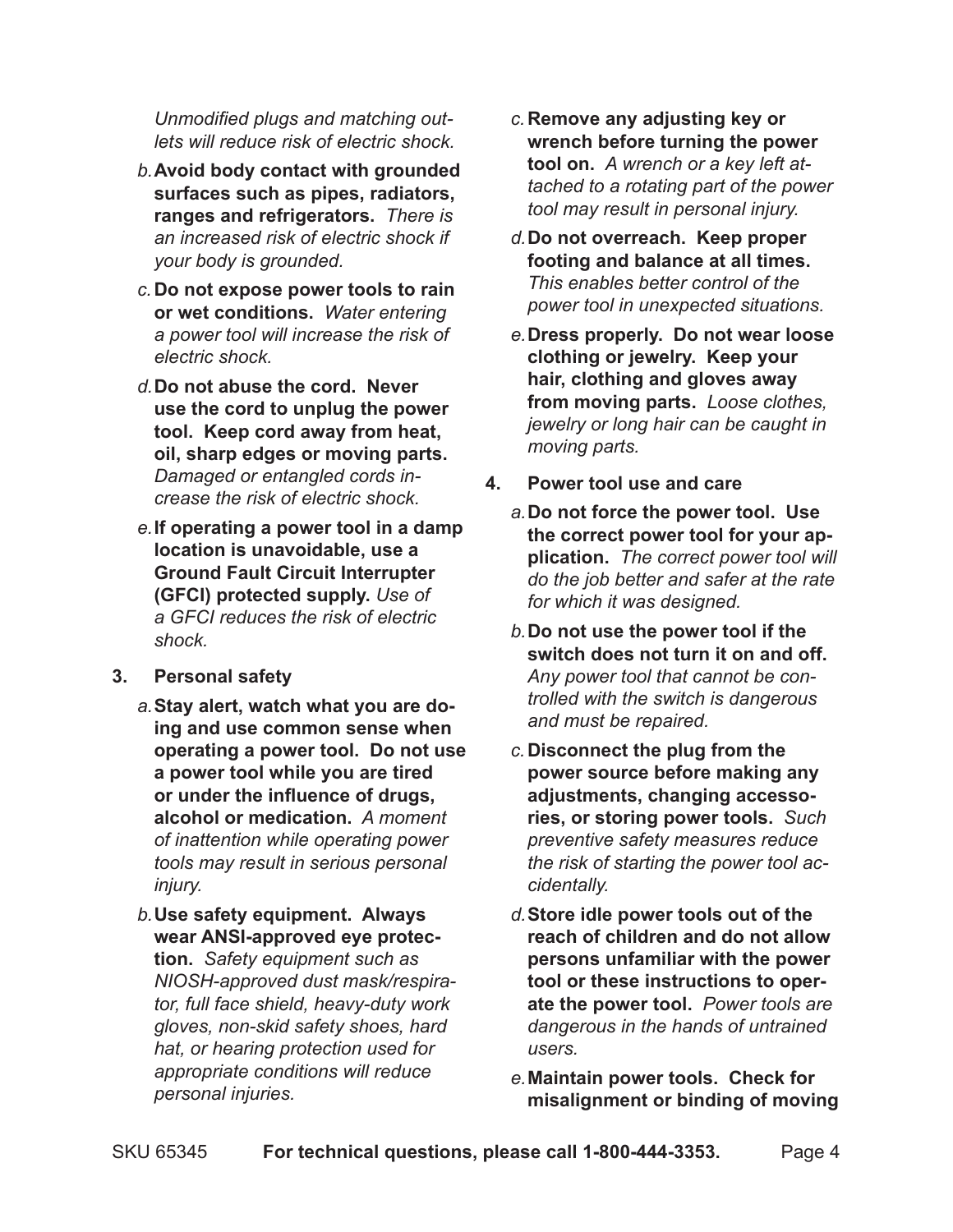*Unmodified plugs and matching outlets will reduce risk of electric shock.*

b. **Avoid body contact with grounded surfaces such as pipes, radiators, ranges and refrigerators.** *There is an increased risk of electric shock if your body is grounded.*

c. **Do not expose power tools to rain or wet conditions.** *Water entering a power tool will increase the risk of electric shock.*

d. **Do not abuse the cord. Never use the cord to unplug the power tool. Keep cord away from heat, oil, sharp edges or moving parts.** *Damaged or entangled cords increase the risk of electric shock.*

e. **If operating a power tool in a damp location is unavoidable, use a Ground Fault Circuit Interrupter (GFCI) protected supply.** *Use of a GFCI reduces the risk of electric shock.*

**3. Personal safety**

a. **Stay alert, watch what you are doing and use common sense when operating a power tool. Do not use a power tool while you are tired or under the influence of drugs, alcohol or medication.** *A moment of inattention while operating power tools may result in serious personal injury.*

b. **Use safety equipment. Always wear ANSI-approved eye protection.** *Safety equipment such as NIOSH-approved dust mask/respirator, full face shield, heavy-duty work gloves, non-skid safety shoes, hard hat, or hearing protection used for appropriate conditions will reduce personal injuries.*

c. **Remove any adjusting key or wrench before turning the power tool on.** *A wrench or a key left attached to a rotating part of the power tool may result in personal injury.*

d. **Do not overreach. Keep proper footing and balance at all times.** *This enables better control of the power tool in unexpected situations.*

e. **Dress properly. Do not wear loose clothing or jewelry. Keep your hair, clothing and gloves away from moving parts.** *Loose clothes, jewelry or long hair can be caught in moving parts.*

**4. Power tool use and care**

a. **Do not force the power tool. Use the correct power tool for your application.** *The correct power tool will do the job better and safer at the rate for which it was designed.*

b. **Do not use the power tool if the switch does not turn it on and off.** *Any power tool that cannot be controlled with the switch is dangerous and must be repaired.*

c. **Disconnect the plug from the power source before making any adjustments, changing accessories, or storing power tools.** *Such preventive safety measures reduce the risk of starting the power tool accidentally.*

d. **Store idle power tools out of the reach of children and do not allow persons unfamiliar with the power tool or these instructions to operate the power tool.** *Power tools are dangerous in the hands of untrained users.*

e. **Maintain power tools. Check for misalignment or binding of moving**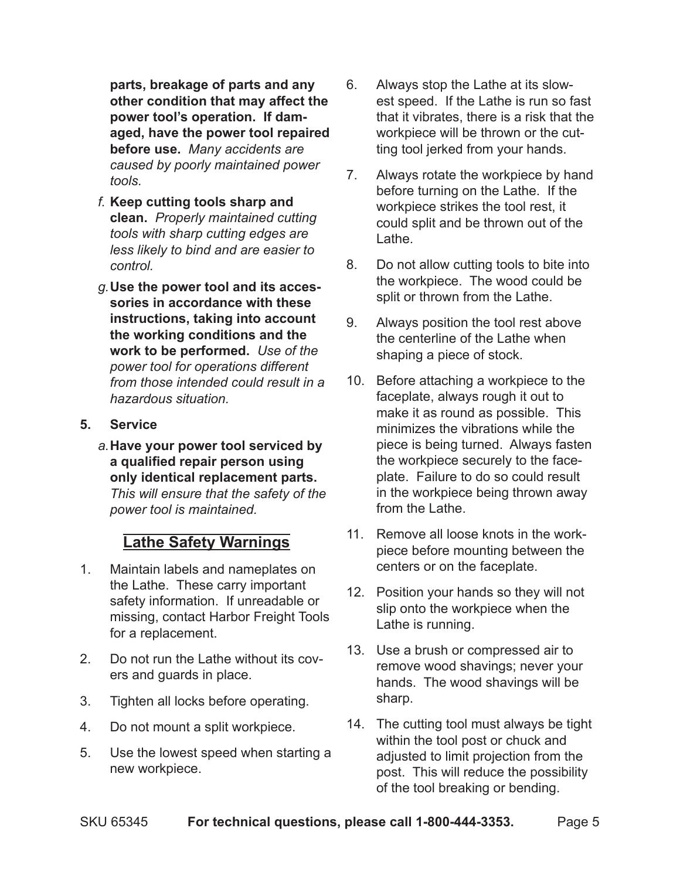**parts, breakage of parts and any other condition that may affect the power tool's operation. If damaged, have the power tool repaired before use.** *Many accidents are caused by poorly maintained power tools.*

*f.* **Keep cutting tools sharp and clean.** *Properly maintained cutting tools with sharp cutting edges are less likely to bind and are easier to control.*

*g.* **Use the power tool and its accessories in accordance with these instructions, taking into account the working conditions and the work to be performed.** *Use of the power tool for operations different from those intended could result in a hazardous situation.*

**5. Service**

*a.* **Have your power tool serviced by a qualified repair person using only identical replacement parts.** *This will ensure that the safety of the power tool is maintained.*

## Lathe Safety Warnings

1. Maintain labels and nameplates on the Lathe. These carry important safety information. If unreadable or missing, contact Harbor Freight Tools for a replacement.
2. Do not run the Lathe without its covers and guards in place.
3. Tighten all locks before operating.
4. Do not mount a split workpiece.
5. Use the lowest speed when starting a new workpiece.
6. Always stop the Lathe at its slowest speed. If the Lathe is run so fast that it vibrates, there is a risk that the workpiece will be thrown or the cutting tool jerked from your hands.
7. Always rotate the workpiece by hand before turning on the Lathe. If the workpiece strikes the tool rest, it could split and be thrown out of the Lathe.
8. Do not allow cutting tools to bite into the workpiece. The wood could be split or thrown from the Lathe.
9. Always position the tool rest above the centerline of the Lathe when shaping a piece of stock.
10. Before attaching a workpiece to the faceplate, always rough it out to make it as round as possible. This minimizes the vibrations while the piece is being turned. Always fasten the workpiece securely to the faceplate. Failure to do so could result in the workpiece being thrown away from the Lathe.
11. Remove all loose knots in the workpiece before mounting between the centers or on the faceplate.
12. Position your hands so they will not slip onto the workpiece when the Lathe is running.
13. Use a brush or compressed air to remove wood shavings; never your hands. The wood shavings will be sharp.
14. The cutting tool must always be tight within the tool post or chuck and adjusted to limit projection from the post. This will reduce the possibility of the tool breaking or bending.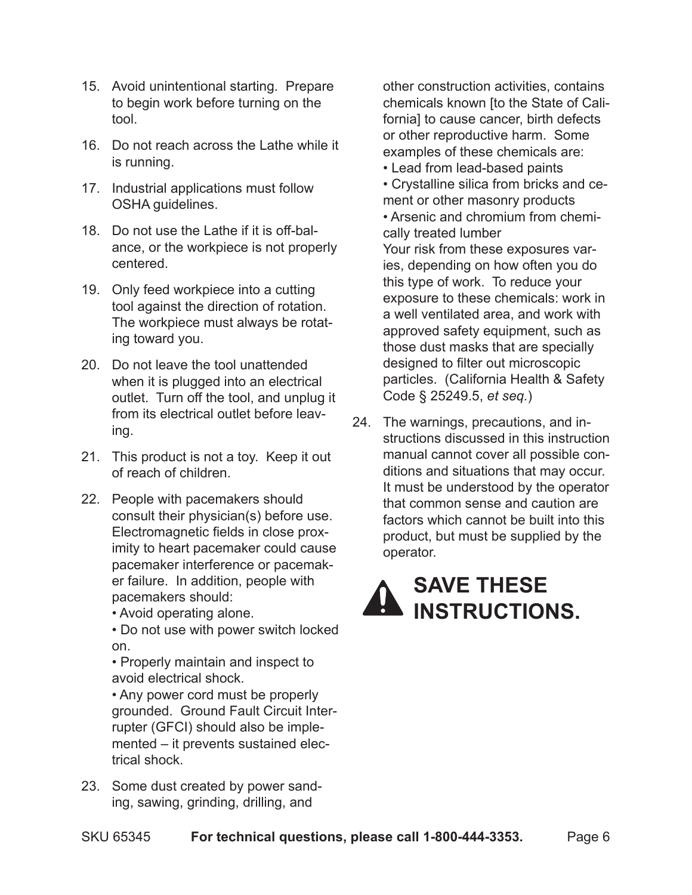15. Avoid unintentional starting. Prepare to begin work before turning on the tool.

16. Do not reach across the Lathe while it is running.

17. Industrial applications must follow OSHA guidelines.

18. Do not use the Lathe if it is off-balance, or the workpiece is not properly centered.

19. Only feed workpiece into a cutting tool against the direction of rotation. The workpiece must always be rotating toward you.

20. Do not leave the tool unattended when it is plugged into an electrical outlet. Turn off the tool, and unplug it from its electrical outlet before leaving.

21. This product is not a toy. Keep it out of reach of children.

22. People with pacemakers should consult their physician(s) before use. Electromagnetic fields in close proximity to heart pacemaker could cause pacemaker interference or pacemaker failure. In addition, people with pacemakers should:
    - Avoid operating alone.
    - Do not use with power switch locked on.
    - Properly maintain and inspect to avoid electrical shock.
    - Any power cord must be properly grounded. Ground Fault Circuit Interrupter (GFCI) should also be implemented – it prevents sustained electrical shock.

23. Some dust created by power sanding, sawing, grinding, drilling, and other construction activities, contains chemicals known [to the State of California] to cause cancer, birth defects or other reproductive harm. Some examples of these chemicals are:
    - Lead from lead-based paints
    - Crystalline silica from bricks and cement or other masonry products
    - Arsenic and chromium from chemically treated lumber

    Your risk from these exposures varies, depending on how often you do this type of work. To reduce your exposure to these chemicals: work in a well ventilated area, and work with approved safety equipment, such as those dust masks that are specially designed to filter out microscopic particles. (California Health & Safety Code § 25249.5, *et seq.*)

24. The warnings, precautions, and instructions discussed in this instruction manual cannot cover all possible conditions and situations that may occur. It must be understood by the operator that common sense and caution are factors which cannot be built into this product, but must be supplied by the operator.

## SAVE THESE INSTRUCTIONS.

SKU 65345 **For technical questions, please call 1-800-444-3353.**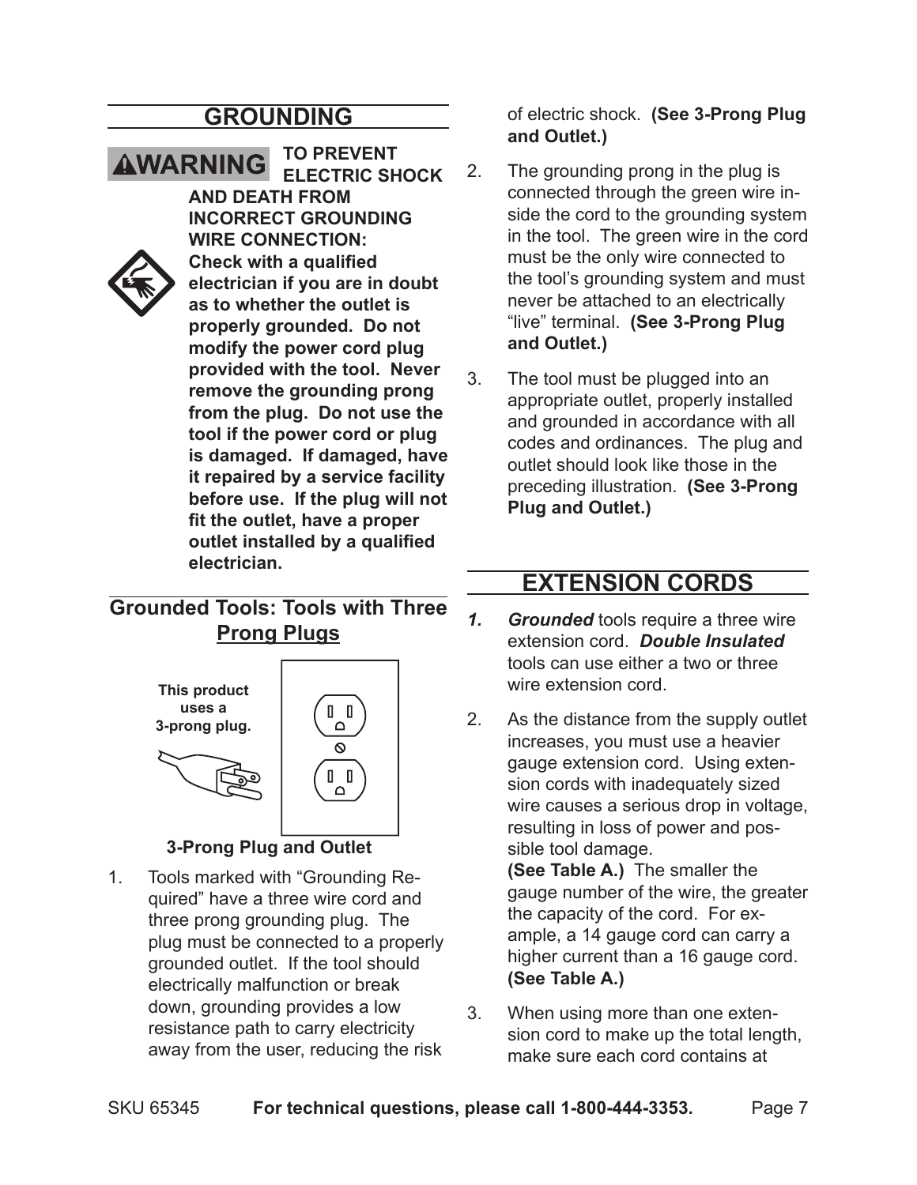## GROUNDING

**⚠WARNING TO PREVENT ELECTRIC SHOCK AND DEATH FROM INCORRECT GROUNDING WIRE CONNECTION: Check with a qualified electrician if you are in doubt as to whether the outlet is properly grounded. Do not modify the power cord plug provided with the tool. Never remove the grounding prong from the plug. Do not use the tool if the power cord or plug is damaged. If damaged, have it repaired by a service facility before use. If the plug will not fit the outlet, have a proper outlet installed by a qualified electrician.**

### Grounded Tools: Tools with Three Prong Plugs

**This product uses a 3-prong plug.**

**3-Prong Plug and Outlet**

1. Tools marked with "Grounding Required" have a three wire cord and three prong grounding plug. The plug must be connected to a properly grounded outlet. If the tool should electrically malfunction or break down, grounding provides a low resistance path to carry electricity away from the user, reducing the risk of electric shock. **(See 3-Prong Plug and Outlet.)**
2. The grounding prong in the plug is connected through the green wire inside the cord to the grounding system in the tool. The green wire in the cord must be the only wire connected to the tool's grounding system and must never be attached to an electrically "live" terminal. **(See 3-Prong Plug and Outlet.)**
3. The tool must be plugged into an appropriate outlet, properly installed and grounded in accordance with all codes and ordinances. The plug and outlet should look like those in the preceding illustration. **(See 3-Prong Plug and Outlet.)**

## EXTENSION CORDS

1. ***Grounded*** tools require a three wire extension cord. ***Double Insulated*** tools can use either a two or three wire extension cord.
2. As the distance from the supply outlet increases, you must use a heavier gauge extension cord. Using extension cords with inadequately sized wire causes a serious drop in voltage, resulting in loss of power and possible tool damage. **(See Table A.)** The smaller the gauge number of the wire, the greater the capacity of the cord. For example, a 14 gauge cord can carry a higher current than a 16 gauge cord. **(See Table A.)**
3. When using more than one extension cord to make up the total length, make sure each cord contains at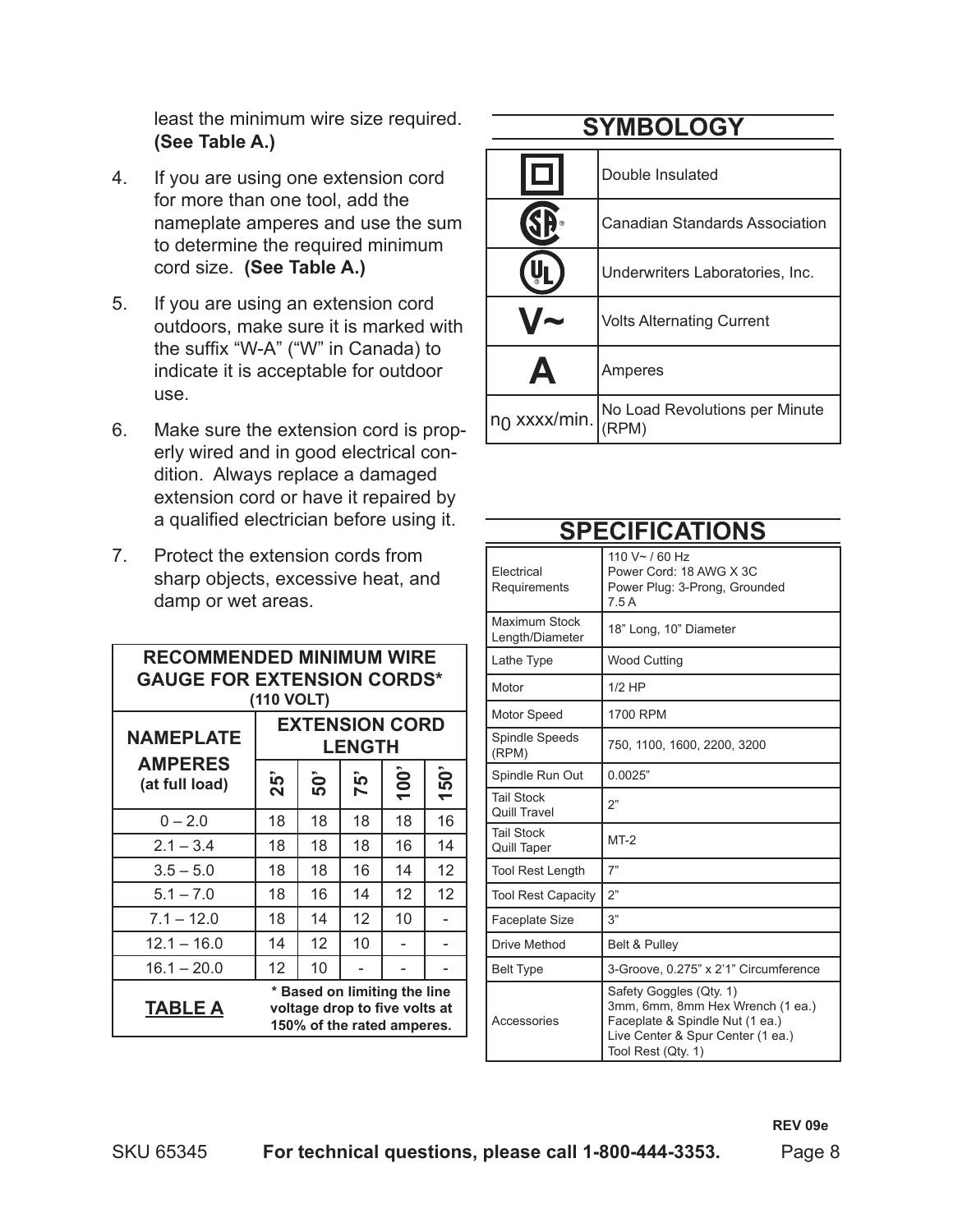least the minimum wire size required. **(See Table A.)**

4. If you are using one extension cord for more than one tool, add the nameplate amperes and use the sum to determine the required minimum cord size. **(See Table A.)**

5. If you are using an extension cord outdoors, make sure it is marked with the suffix "W-A" ("W" in Canada) to indicate it is acceptable for outdoor use.

6. Make sure the extension cord is properly wired and in good electrical condition. Always replace a damaged extension cord or have it repaired by a qualified electrician before using it.

7. Protect the extension cords from sharp objects, excessive heat, and damp or wet areas.

**RECOMMENDED MINIMUM WIRE GAUGE FOR EXTENSION CORDS* (110 VOLT)**

| NAMEPLATE AMPERES (at full load) | EXTENSION CORD LENGTH | | | | |
|---|---|---|---|---|---|
| | 25' | 50' | 75' | 100' | 150' |
| 0 – 2.0 | 18 | 18 | 18 | 18 | 16 |
| 2.1 – 3.4 | 18 | 18 | 18 | 16 | 14 |
| 3.5 – 5.0 | 18 | 18 | 16 | 14 | 12 |
| 5.1 – 7.0 | 18 | 16 | 14 | 12 | 12 |
| 7.1 – 12.0 | 18 | 14 | 12 | 10 | - |
| 12.1 – 16.0 | 14 | 12 | 10 | - | - |
| 16.1 – 20.0 | 12 | 10 | - | - | - |

**TABLE A** — *** Based on limiting the line voltage drop to five volts at 150% of the rated amperes.**

## SYMBOLOGY

| Symbol | Meaning |
|---|---|
| (Double insulated symbol) | Double Insulated |
| (CSA symbol) | Canadian Standards Association |
| (UL symbol) | Underwriters Laboratories, Inc. |
| V~ | Volts Alternating Current |
| A | Amperes |
| $n_0$ xxxx/min. | No Load Revolutions per Minute (RPM) |

## SPECIFICATIONS

| | |
|---|---|
| Electrical Requirements | 110 V~ / 60 Hz<br>Power Cord: 18 AWG X 3C<br>Power Plug: 3-Prong, Grounded<br>7.5 A |
| Maximum Stock Length/Diameter | 18" Long, 10" Diameter |
| Lathe Type | Wood Cutting |
| Motor | 1/2 HP |
| Motor Speed | 1700 RPM |
| Spindle Speeds (RPM) | 750, 1100, 1600, 2200, 3200 |
| Spindle Run Out | 0.0025" |
| Tail Stock Quill Travel | 2" |
| Tail Stock Quill Taper | MT-2 |
| Tool Rest Length | 7" |
| Tool Rest Capacity | 2" |
| Faceplate Size | 3" |
| Drive Method | Belt & Pulley |
| Belt Type | 3-Groove, 0.275" x 2'1" Circumference |
| Accessories | Safety Goggles (Qty. 1)<br>3mm, 6mm, 8mm Hex Wrench (1 ea.)<br>Faceplate & Spindle Nut (1 ea.)<br>Live Center & Spur Center (1 ea.)<br>Tool Rest (Qty. 1) |

REV 09e

SKU 65345 **For technical questions, please call 1-800-444-3353.**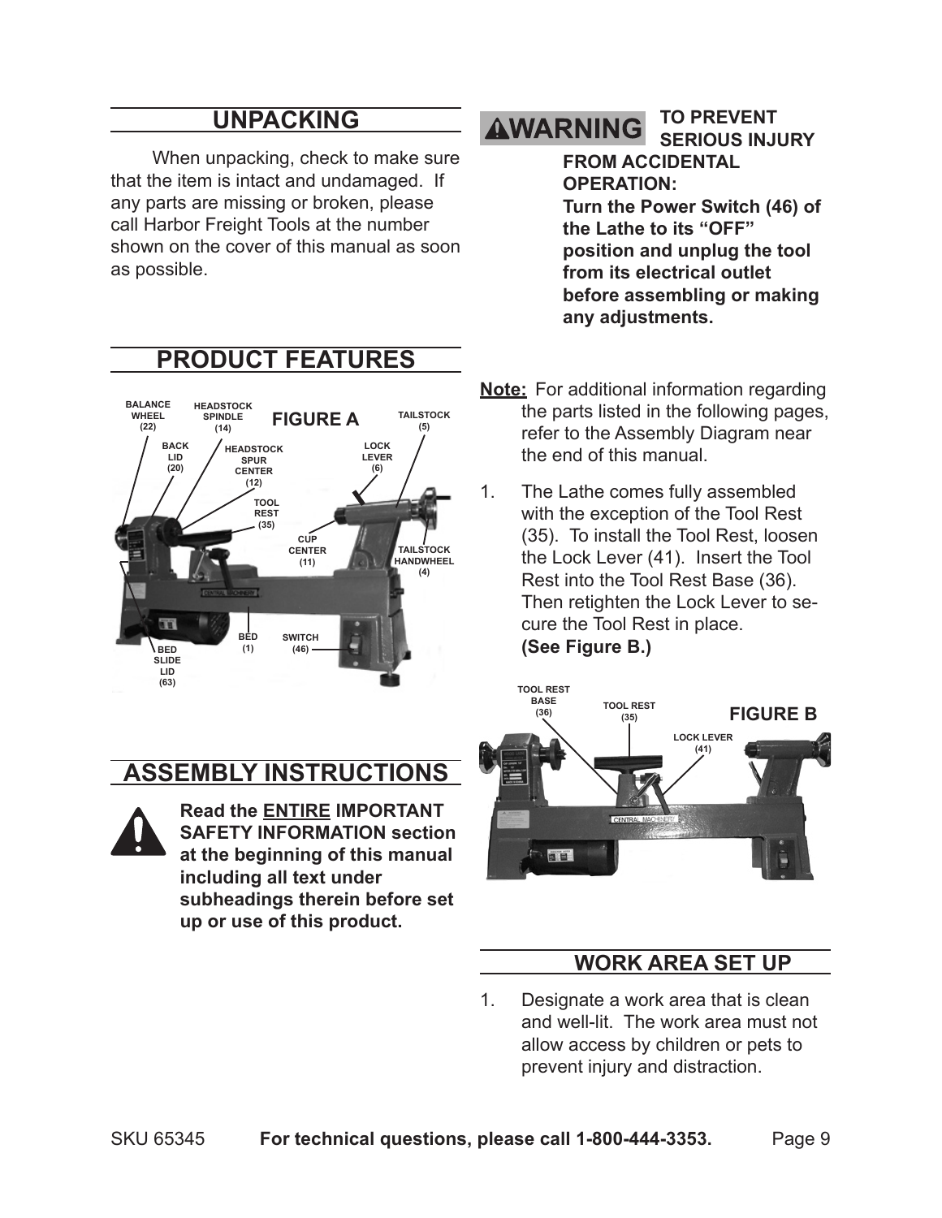## UNPACKING

When unpacking, check to make sure that the item is intact and undamaged. If any parts are missing or broken, please call Harbor Freight Tools at the number shown on the cover of this manual as soon as possible.

**⚠WARNING TO PREVENT SERIOUS INJURY FROM ACCIDENTAL OPERATION: Turn the Power Switch (46) of the Lathe to its "OFF" position and unplug the tool from its electrical outlet before assembling or making any adjustments.**

## PRODUCT FEATURES

FIGURE A

BALANCE WHEEL (22), HEADSTOCK SPINDLE (14), BACK LID (20), HEADSTOCK SPUR CENTER (12), TOOL REST (35), CUP CENTER (11), LOCK LEVER (6), TAILSTOCK (5), TAILSTOCK HANDWHEEL (4), BED (1), SWITCH (46), BED SLIDE LID (63)

**Note:** For additional information regarding the parts listed in the following pages, refer to the Assembly Diagram near the end of this manual.

1. The Lathe comes fully assembled with the exception of the Tool Rest (35). To install the Tool Rest, loosen the Lock Lever (41). Insert the Tool Rest into the Tool Rest Base (36). Then retighten the Lock Lever to secure the Tool Rest in place. **(See Figure B.)**

FIGURE B

TOOL REST BASE (36), TOOL REST (35), LOCK LEVER (41)

## ASSEMBLY INSTRUCTIONS

**Read the ENTIRE IMPORTANT SAFETY INFORMATION section at the beginning of this manual including all text under subheadings therein before set up or use of this product.**

## WORK AREA SET UP

1. Designate a work area that is clean and well-lit. The work area must not allow access by children or pets to prevent injury and distraction.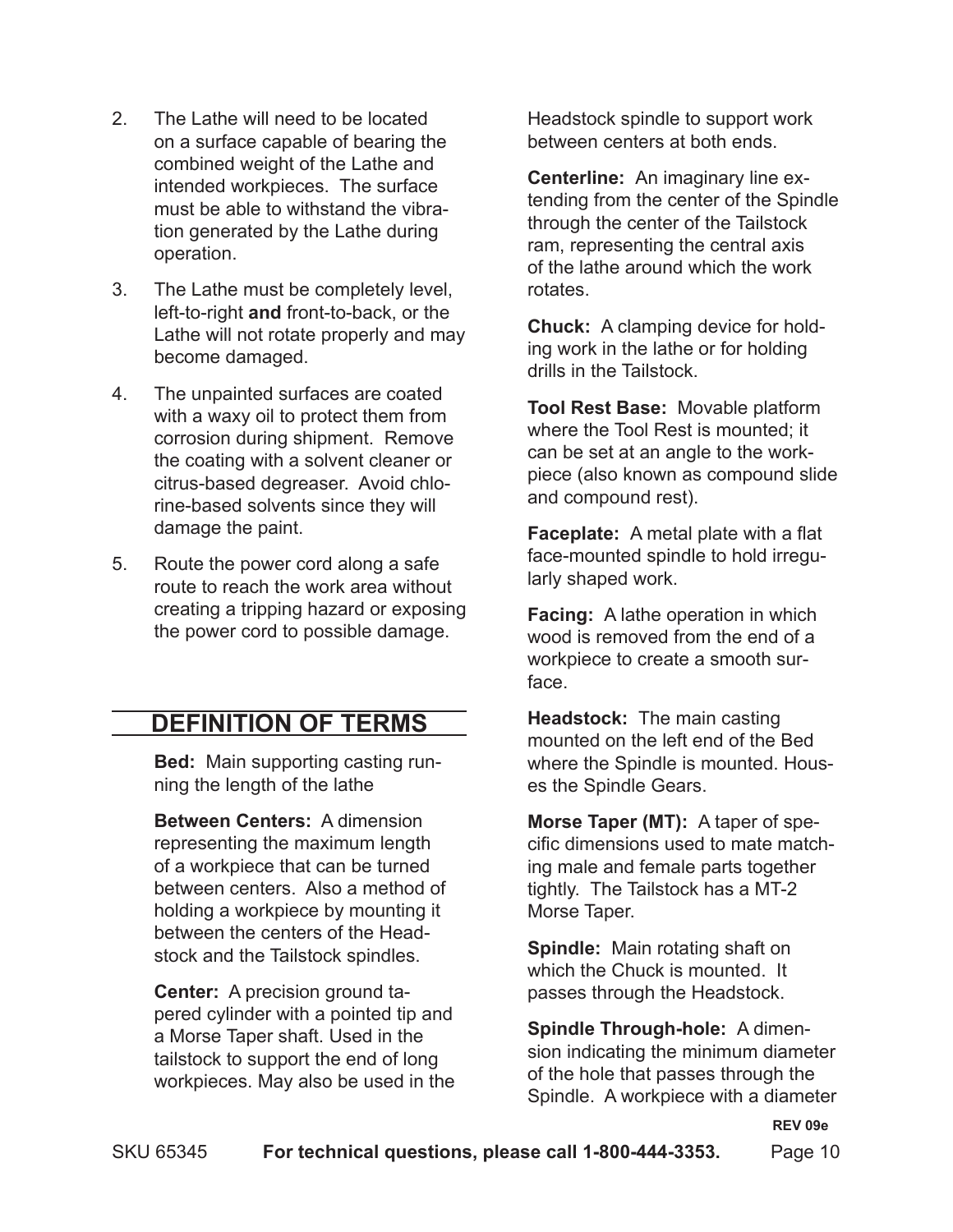2. The Lathe will need to be located on a surface capable of bearing the combined weight of the Lathe and intended workpieces. The surface must be able to withstand the vibration generated by the Lathe during operation.

3. The Lathe must be completely level, left-to-right **and** front-to-back, or the Lathe will not rotate properly and may become damaged.

4. The unpainted surfaces are coated with a waxy oil to protect them from corrosion during shipment. Remove the coating with a solvent cleaner or citrus-based degreaser. Avoid chlorine-based solvents since they will damage the paint.

5. Route the power cord along a safe route to reach the work area without creating a tripping hazard or exposing the power cord to possible damage.

## DEFINITION OF TERMS

**Bed:** Main supporting casting running the length of the lathe

**Between Centers:** A dimension representing the maximum length of a workpiece that can be turned between centers. Also a method of holding a workpiece by mounting it between the centers of the Headstock and the Tailstock spindles.

**Center:** A precision ground tapered cylinder with a pointed tip and a Morse Taper shaft. Used in the tailstock to support the end of long workpieces. May also be used in the Headstock spindle to support work between centers at both ends.

**Centerline:** An imaginary line extending from the center of the Spindle through the center of the Tailstock ram, representing the central axis of the lathe around which the work rotates.

**Chuck:** A clamping device for holding work in the lathe or for holding drills in the Tailstock.

**Tool Rest Base:** Movable platform where the Tool Rest is mounted; it can be set at an angle to the workpiece (also known as compound slide and compound rest).

**Faceplate:** A metal plate with a flat face-mounted spindle to hold irregularly shaped work.

**Facing:** A lathe operation in which wood is removed from the end of a workpiece to create a smooth surface.

**Headstock:** The main casting mounted on the left end of the Bed where the Spindle is mounted. Houses the Spindle Gears.

**Morse Taper (MT):** A taper of specific dimensions used to mate matching male and female parts together tightly. The Tailstock has a MT-2 Morse Taper.

**Spindle:** Main rotating shaft on which the Chuck is mounted. It passes through the Headstock.

**Spindle Through-hole:** A dimension indicating the minimum diameter of the hole that passes through the Spindle. A workpiece with a diameter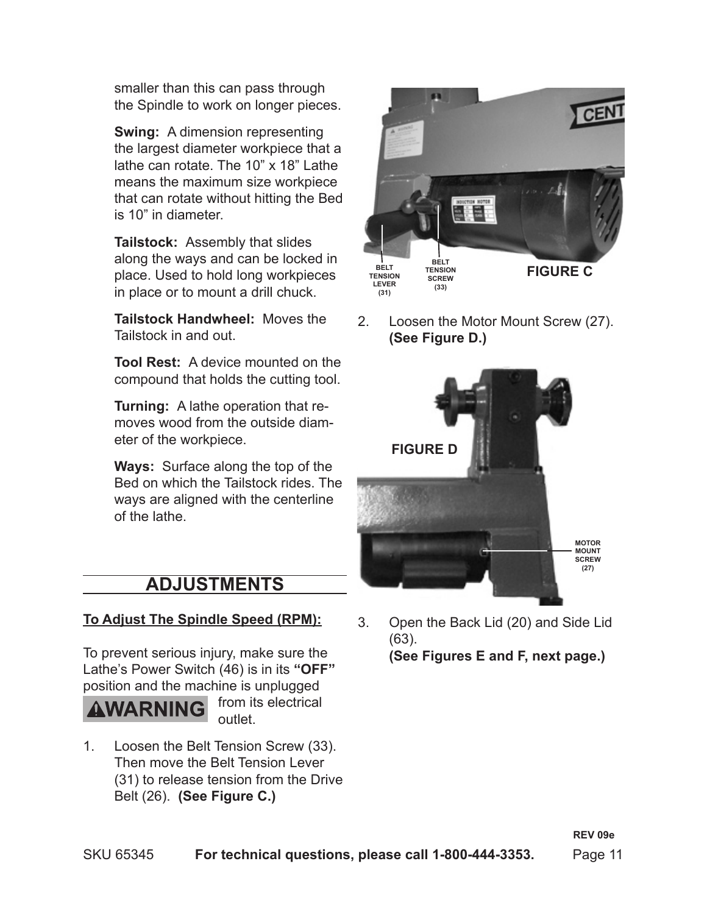smaller than this can pass through the Spindle to work on longer pieces.

**Swing:** A dimension representing the largest diameter workpiece that a lathe can rotate. The 10" x 18" Lathe means the maximum size workpiece that can rotate without hitting the Bed is 10" in diameter.

**Tailstock:** Assembly that slides along the ways and can be locked in place. Used to hold long workpieces in place or to mount a drill chuck.

**Tailstock Handwheel:** Moves the Tailstock in and out.

**Tool Rest:** A device mounted on the compound that holds the cutting tool.

**Turning:** A lathe operation that removes wood from the outside diameter of the workpiece.

**Ways:** Surface along the top of the Bed on which the Tailstock rides. The ways are aligned with the centerline of the lathe.

## ADJUSTMENTS

**To Adjust The Spindle Speed (RPM):**

**WARNING** To prevent serious injury, make sure the Lathe's Power Switch (46) is in its **"OFF"** position and the machine is unplugged from its electrical outlet.

1. Loosen the Belt Tension Screw (33). Then move the Belt Tension Lever (31) to release tension from the Drive Belt (26). **(See Figure C.)**

BELT TENSION LEVER (31)

BELT TENSION SCREW (33)

**FIGURE C**

2. Loosen the Motor Mount Screw (27). **(See Figure D.)**

**FIGURE D**

MOTOR MOUNT SCREW (27)

3. Open the Back Lid (20) and Side Lid (63).
   **(See Figures E and F, next page.)**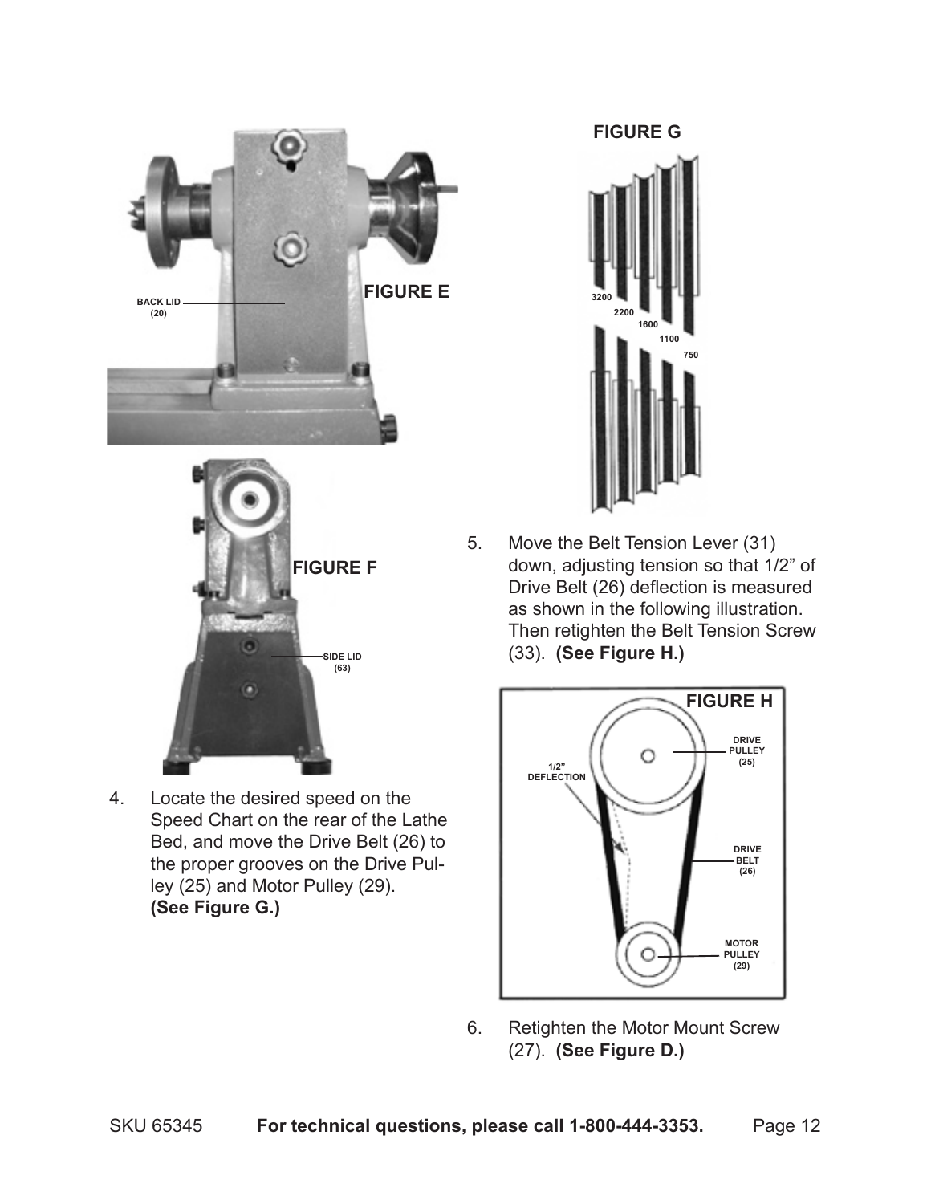FIGURE E

BACK LID (20)

FIGURE F

SIDE LID (63)

4. Locate the desired speed on the Speed Chart on the rear of the Lathe Bed, and move the Drive Belt (26) to the proper grooves on the Drive Pulley (25) and Motor Pulley (29). **(See Figure G.)**

FIGURE G

3200 2200 1600 1100 750

5. Move the Belt Tension Lever (31) down, adjusting tension so that 1/2" of Drive Belt (26) deflection is measured as shown in the following illustration. Then retighten the Belt Tension Screw (33). **(See Figure H.)**

FIGURE H

1/2" DEFLECTION

DRIVE PULLEY (25)

DRIVE BELT (26)

MOTOR PULLEY (29)

6. Retighten the Motor Mount Screw (27). **(See Figure D.)**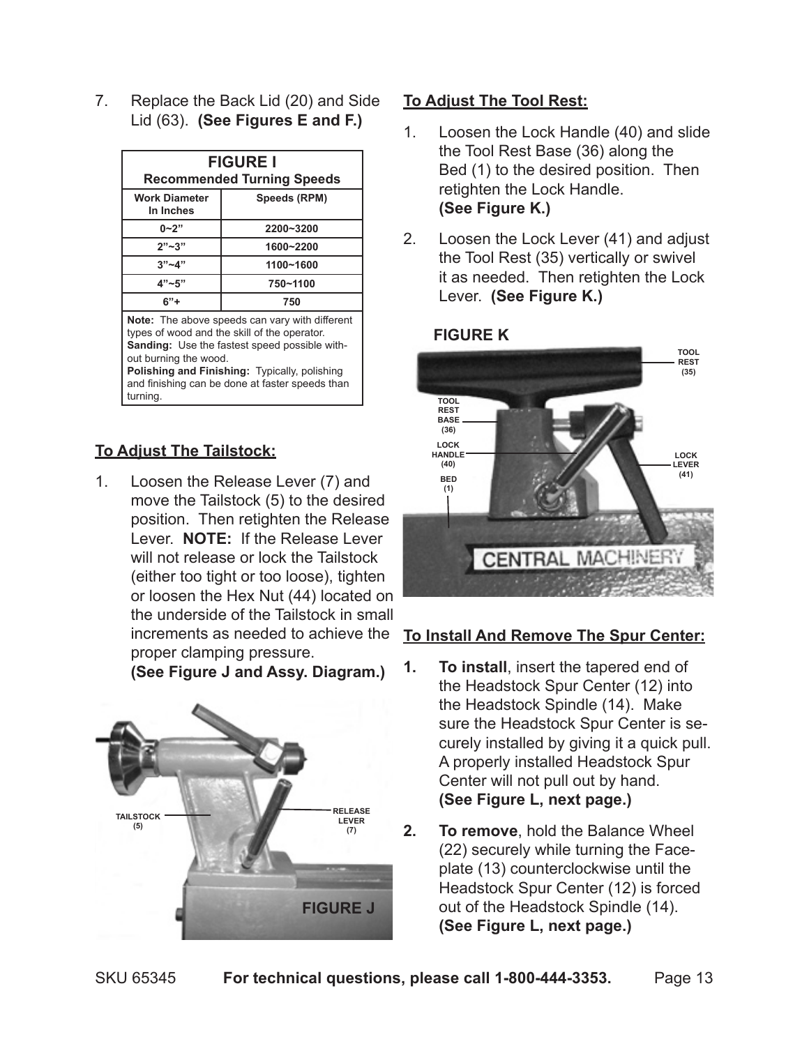7. Replace the Back Lid (20) and Side Lid (63). **(See Figures E and F.)**

| **FIGURE I**<br>**Recommended Turning Speeds** | |
|---|---|
| **Work Diameter In Inches** | **Speeds (RPM)** |
| 0~2" | 2200~3200 |
| 2"~3" | 1600~2200 |
| 3"~4" | 1100~1600 |
| 4"~5" | 750~1100 |
| 6"+ | 750 |

**Note:** The above speeds can vary with different types of wood and the skill of the operator.
**Sanding:** Use the fastest speed possible without burning the wood.
**Polishing and Finishing:** Typically, polishing and finishing can be done at faster speeds than turning.

## To Adjust The Tailstock:

1. Loosen the Release Lever (7) and move the Tailstock (5) to the desired position. Then retighten the Release Lever. **NOTE:** If the Release Lever will not release or lock the Tailstock (either too tight or too loose), tighten or loosen the Hex Nut (44) located on the underside of the Tailstock in small increments as needed to achieve the proper clamping pressure. **(See Figure J and Assy. Diagram.)**

TAILSTOCK (5)
RELEASE LEVER (7)

FIGURE J

## To Adjust The Tool Rest:

1. Loosen the Lock Handle (40) and slide the Tool Rest Base (36) along the Bed (1) to the desired position. Then retighten the Lock Handle. **(See Figure K.)**
2. Loosen the Lock Lever (41) and adjust the Tool Rest (35) vertically or swivel it as needed. Then retighten the Lock Lever. **(See Figure K.)**

**FIGURE K**

TOOL REST (35)
TOOL REST BASE (36)
LOCK HANDLE (40)
BED (1)
LOCK LEVER (41)

## To Install And Remove The Spur Center:

1. **To install**, insert the tapered end of the Headstock Spur Center (12) into the Headstock Spindle (14). Make sure the Headstock Spur Center is securely installed by giving it a quick pull. A properly installed Headstock Spur Center will not pull out by hand. **(See Figure L, next page.)**
2. **To remove**, hold the Balance Wheel (22) securely while turning the Faceplate (13) counterclockwise until the Headstock Spur Center (12) is forced out of the Headstock Spindle (14). **(See Figure L, next page.)**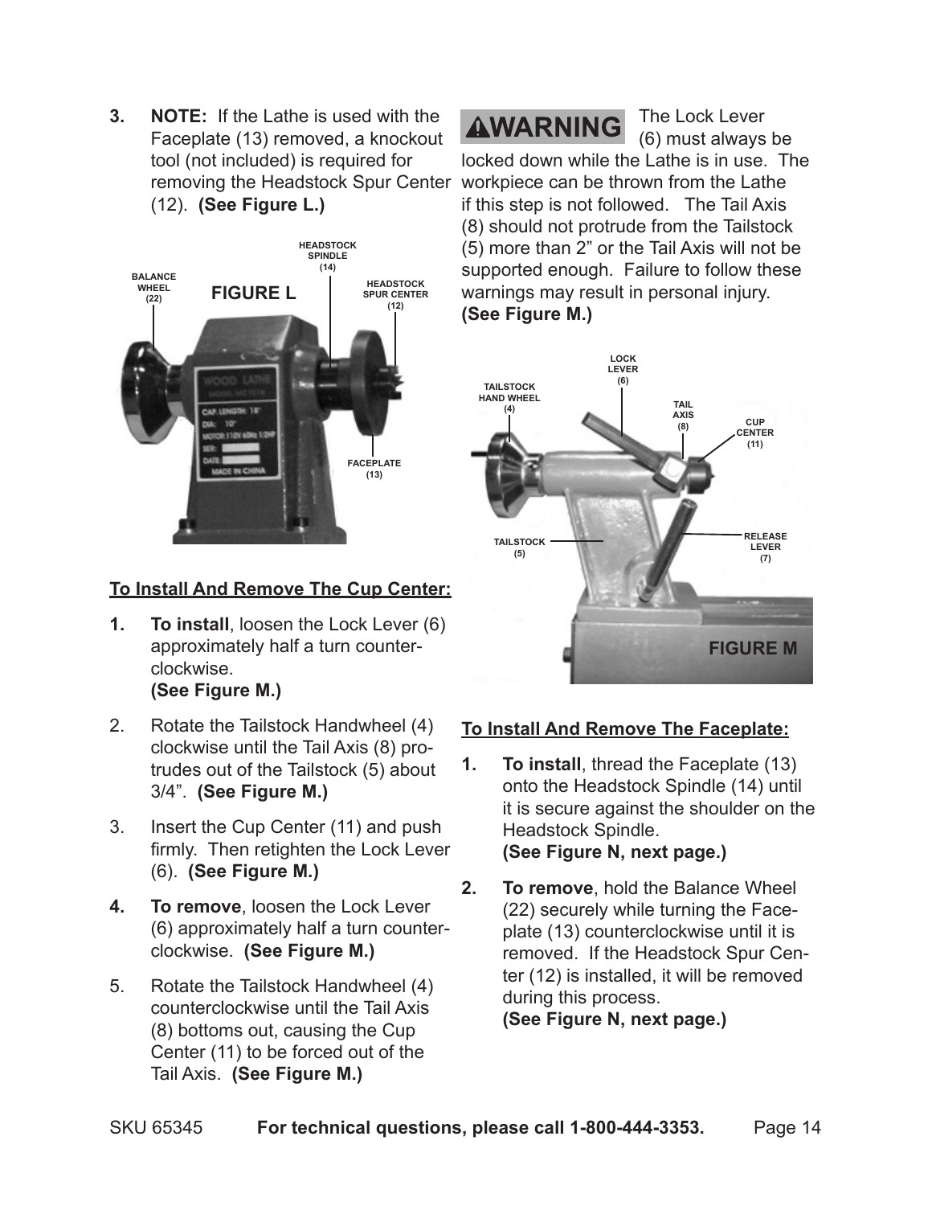3. **NOTE:** If the Lathe is used with the Faceplate (13) removed, a knockout tool (not included) is required for removing the Headstock Spur Center (12). **(See Figure L.)**

FIGURE L

BALANCE WHEEL (22)

HEADSTOCK SPINDLE (14)

HEADSTOCK SPUR CENTER (12)

FACEPLATE (13)

**To Install And Remove The Cup Center:**

1. **To install**, loosen the Lock Lever (6) approximately half a turn counterclockwise. **(See Figure M.)**
2. Rotate the Tailstock Handwheel (4) clockwise until the Tail Axis (8) protrudes out of the Tailstock (5) about 3/4". **(See Figure M.)**
3. Insert the Cup Center (11) and push firmly. Then retighten the Lock Lever (6). **(See Figure M.)**
4. **To remove**, loosen the Lock Lever (6) approximately half a turn counterclockwise. **(See Figure M.)**
5. Rotate the Tailstock Handwheel (4) counterclockwise until the Tail Axis (8) bottoms out, causing the Cup Center (11) to be forced out of the Tail Axis. **(See Figure M.)**

**⚠WARNING** The Lock Lever (6) must always be locked down while the Lathe is in use. The workpiece can be thrown from the Lathe if this step is not followed. The Tail Axis (8) should not protrude from the Tailstock (5) more than 2" or the Tail Axis will not be supported enough. Failure to follow these warnings may result in personal injury. **(See Figure M.)**

TAILSTOCK HAND WHEEL (4)

LOCK LEVER (6)

TAIL AXIS (8)

CUP CENTER (11)

TAILSTOCK (5)

RELEASE LEVER (7)

FIGURE M

**To Install And Remove The Faceplate:**

1. **To install**, thread the Faceplate (13) onto the Headstock Spindle (14) until it is secure against the shoulder on the Headstock Spindle. **(See Figure N, next page.)**
2. **To remove**, hold the Balance Wheel (22) securely while turning the Faceplate (13) counterclockwise until it is removed. If the Headstock Spur Center (12) is installed, it will be removed during this process. **(See Figure N, next page.)**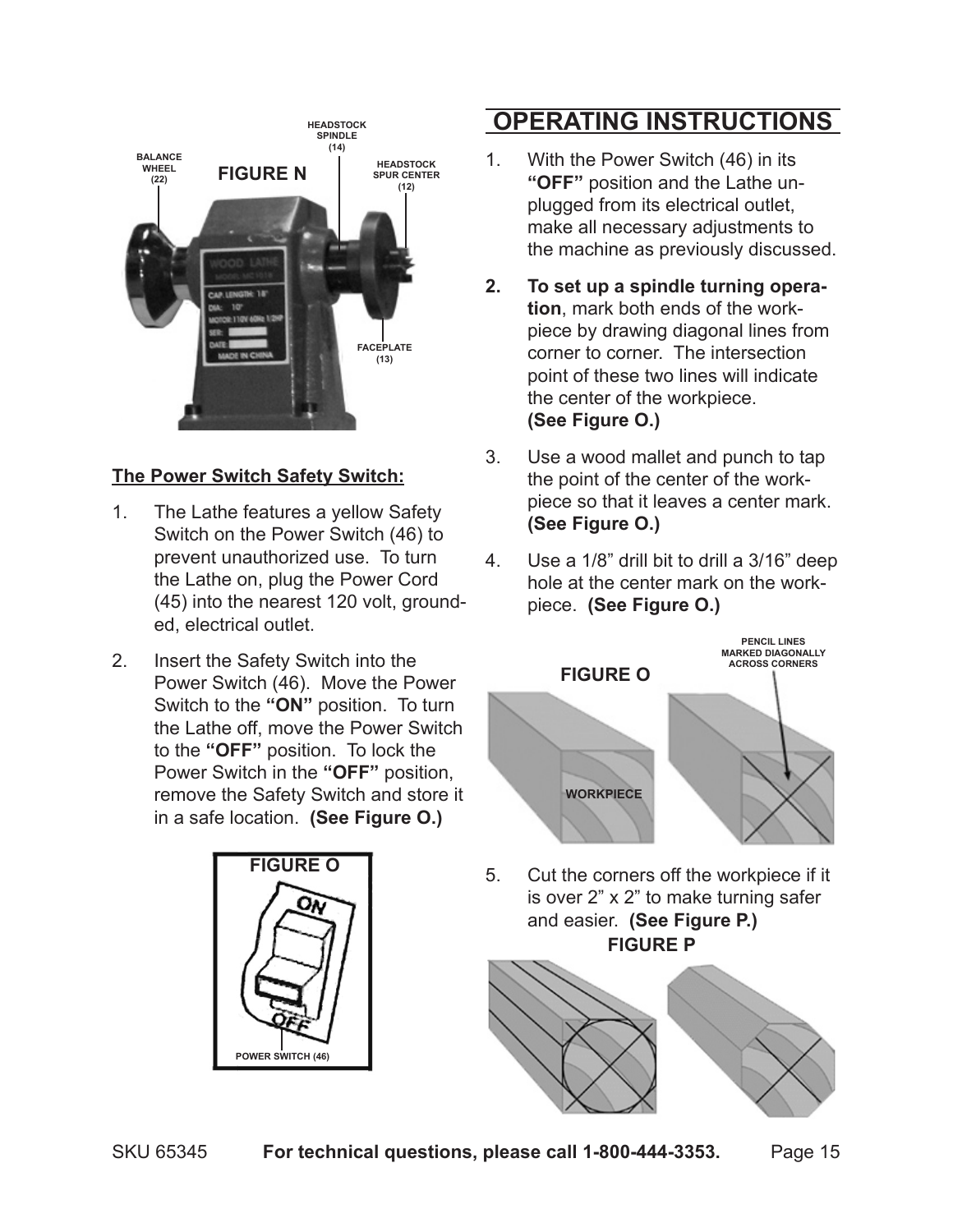FIGURE N

BALANCE WHEEL (22)

HEADSTOCK SPINDLE (14)

HEADSTOCK SPUR CENTER (12)

FACEPLATE (13)

**The Power Switch Safety Switch:**

1. The Lathe features a yellow Safety Switch on the Power Switch (46) to prevent unauthorized use. To turn the Lathe on, plug the Power Cord (45) into the nearest 120 volt, grounded, electrical outlet.
2. Insert the Safety Switch into the Power Switch (46). Move the Power Switch to the **"ON"** position. To turn the Lathe off, move the Power Switch to the **"OFF"** position. To lock the Power Switch in the **"OFF"** position, remove the Safety Switch and store it in a safe location. **(See Figure O.)**

FIGURE O

POWER SWITCH (46)

# OPERATING INSTRUCTIONS

1. With the Power Switch (46) in its **"OFF"** position and the Lathe unplugged from its electrical outlet, make all necessary adjustments to the machine as previously discussed.
2. **To set up a spindle turning operation**, mark both ends of the workpiece by drawing diagonal lines from corner to corner. The intersection point of these two lines will indicate the center of the workpiece. **(See Figure O.)**
3. Use a wood mallet and punch to tap the point of the center of the workpiece so that it leaves a center mark. **(See Figure O.)**
4. Use a 1/8" drill bit to drill a 3/16" deep hole at the center mark on the workpiece. **(See Figure O.)**

FIGURE O

WORKPIECE

PENCIL LINES MARKED DIAGONALLY ACROSS CORNERS

5. Cut the corners off the workpiece if it is over 2" x 2" to make turning safer and easier. **(See Figure P.)**

FIGURE P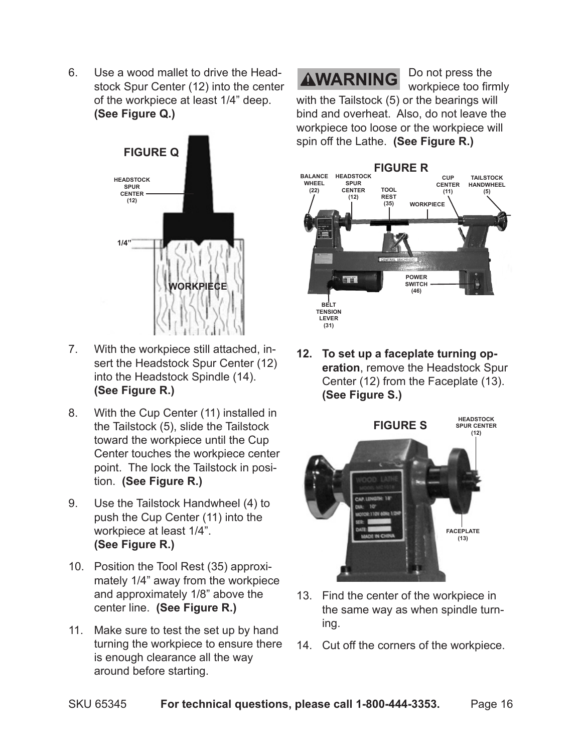6. Use a wood mallet to drive the Headstock Spur Center (12) into the center of the workpiece at least 1/4" deep. **(See Figure Q.)**

**FIGURE Q**

7. With the workpiece still attached, insert the Headstock Spur Center (12) into the Headstock Spindle (14). **(See Figure R.)**

8. With the Cup Center (11) installed in the Tailstock (5), slide the Tailstock toward the workpiece until the Cup Center touches the workpiece center point. The lock the Tailstock in position. **(See Figure R.)**

9. Use the Tailstock Handwheel (4) to push the Cup Center (11) into the workpiece at least 1/4". **(See Figure R.)**

10. Position the Tool Rest (35) approximately 1/4" away from the workpiece and approximately 1/8" above the center line. **(See Figure R.)**

11. Make sure to test the set up by hand turning the workpiece to ensure there is enough clearance all the way around before starting.

**⚠WARNING** Do not press the workpiece too firmly with the Tailstock (5) or the bearings will bind and overheat. Also, do not leave the workpiece too loose or the workpiece will spin off the Lathe. **(See Figure R.)**

**FIGURE R**

12. **To set up a faceplate turning operation**, remove the Headstock Spur Center (12) from the Faceplate (13). **(See Figure S.)**

**FIGURE S**

13. Find the center of the workpiece in the same way as when spindle turning.

14. Cut off the corners of the workpiece.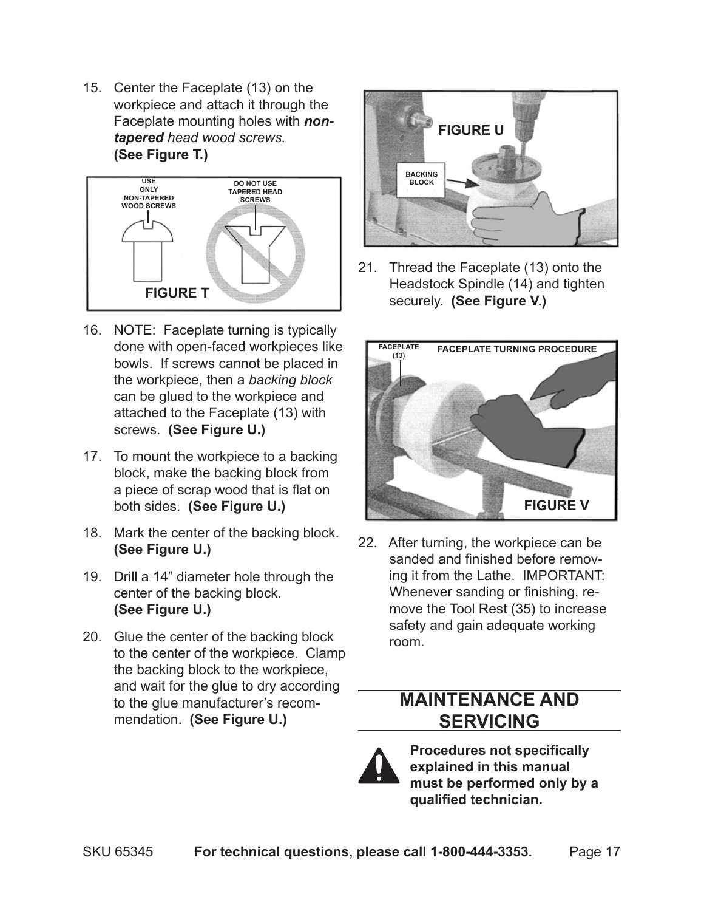15. Center the Faceplate (13) on the workpiece and attach it through the Faceplate mounting holes with ***non-tapered** head wood screws.* **(See Figure T.)**

USE ONLY NON-TAPERED WOOD SCREWS

DO NOT USE TAPERED HEAD SCREWS

**FIGURE T**

16. NOTE: Faceplate turning is typically done with open-faced workpieces like bowls. If screws cannot be placed in the workpiece, then a *backing block* can be glued to the workpiece and attached to the Faceplate (13) with screws. **(See Figure U.)**

17. To mount the workpiece to a backing block, make the backing block from a piece of scrap wood that is flat on both sides. **(See Figure U.)**

18. Mark the center of the backing block. **(See Figure U.)**

19. Drill a 14" diameter hole through the center of the backing block. **(See Figure U.)**

20. Glue the center of the backing block to the center of the workpiece. Clamp the backing block to the workpiece, and wait for the glue to dry according to the glue manufacturer's recommendation. **(See Figure U.)**

**FIGURE U**

BACKING BLOCK

21. Thread the Faceplate (13) onto the Headstock Spindle (14) and tighten securely. **(See Figure V.)**

FACEPLATE (13)

FACEPLATE TURNING PROCEDURE

**FIGURE V**

22. After turning, the workpiece can be sanded and finished before removing it from the Lathe. IMPORTANT: Whenever sanding or finishing, remove the Tool Rest (35) to increase safety and gain adequate working room.

## MAINTENANCE AND SERVICING

**Procedures not specifically explained in this manual must be performed only by a qualified technician.**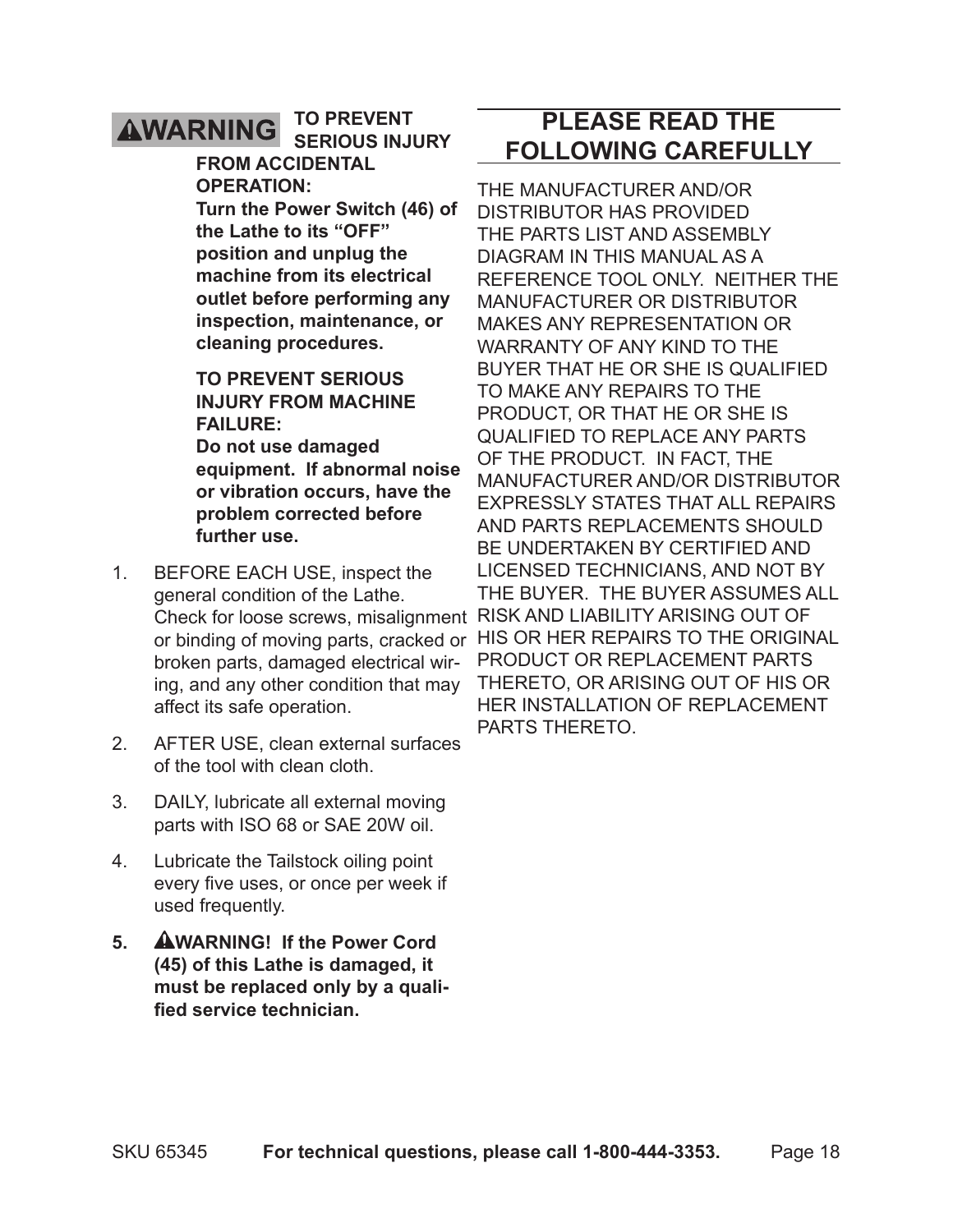**⚠WARNING** **TO PREVENT SERIOUS INJURY FROM ACCIDENTAL OPERATION:**
**Turn the Power Switch (46) of the Lathe to its "OFF" position and unplug the machine from its electrical outlet before performing any inspection, maintenance, or cleaning procedures.**

**TO PREVENT SERIOUS INJURY FROM MACHINE FAILURE:**
**Do not use damaged equipment. If abnormal noise or vibration occurs, have the problem corrected before further use.**

1. BEFORE EACH USE, inspect the general condition of the Lathe. Check for loose screws, misalignment or binding of moving parts, cracked or broken parts, damaged electrical wiring, and any other condition that may affect its safe operation.
2. AFTER USE, clean external surfaces of the tool with clean cloth.
3. DAILY, lubricate all external moving parts with ISO 68 or SAE 20W oil.
4. Lubricate the Tailstock oiling point every five uses, or once per week if used frequently.
5. **⚠WARNING! If the Power Cord (45) of this Lathe is damaged, it must be replaced only by a qualified service technician.**

## PLEASE READ THE FOLLOWING CAREFULLY

THE MANUFACTURER AND/OR DISTRIBUTOR HAS PROVIDED THE PARTS LIST AND ASSEMBLY DIAGRAM IN THIS MANUAL AS A REFERENCE TOOL ONLY. NEITHER THE MANUFACTURER OR DISTRIBUTOR MAKES ANY REPRESENTATION OR WARRANTY OF ANY KIND TO THE BUYER THAT HE OR SHE IS QUALIFIED TO MAKE ANY REPAIRS TO THE PRODUCT, OR THAT HE OR SHE IS QUALIFIED TO REPLACE ANY PARTS OF THE PRODUCT. IN FACT, THE MANUFACTURER AND/OR DISTRIBUTOR EXPRESSLY STATES THAT ALL REPAIRS AND PARTS REPLACEMENTS SHOULD BE UNDERTAKEN BY CERTIFIED AND LICENSED TECHNICIANS, AND NOT BY THE BUYER. THE BUYER ASSUMES ALL RISK AND LIABILITY ARISING OUT OF HIS OR HER REPAIRS TO THE ORIGINAL PRODUCT OR REPLACEMENT PARTS THERETO, OR ARISING OUT OF HIS OR HER INSTALLATION OF REPLACEMENT PARTS THERETO.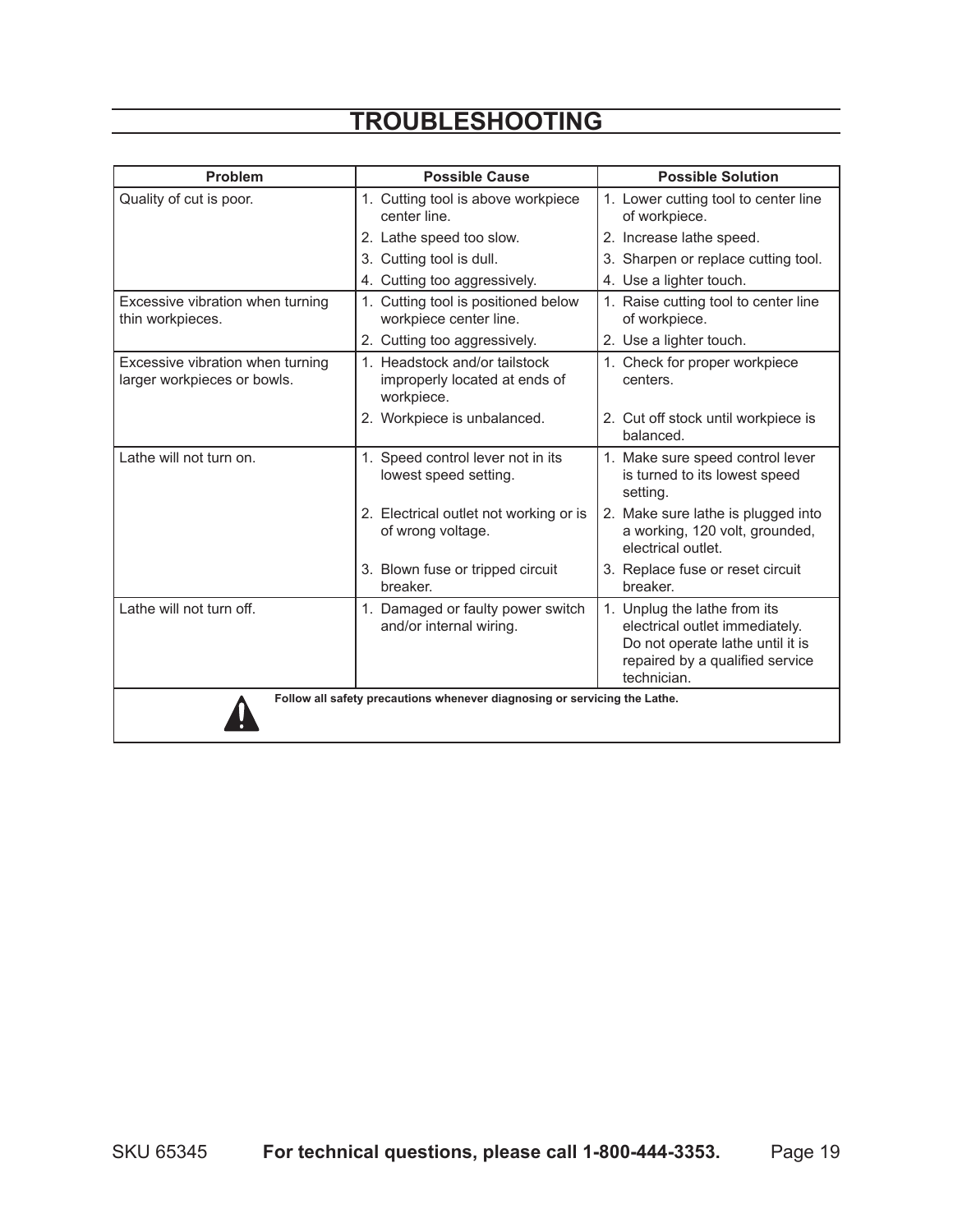# TROUBLESHOOTING

| Problem | Possible Cause | Possible Solution |
|---|---|---|
| Quality of cut is poor. | 1. Cutting tool is above workpiece center line. | 1. Lower cutting tool to center line of workpiece. |
| | 2. Lathe speed too slow. | 2. Increase lathe speed. |
| | 3. Cutting tool is dull. | 3. Sharpen or replace cutting tool. |
| | 4. Cutting too aggressively. | 4. Use a lighter touch. |
| Excessive vibration when turning thin workpieces. | 1. Cutting tool is positioned below workpiece center line. | 1. Raise cutting tool to center line of workpiece. |
| | 2. Cutting too aggressively. | 2. Use a lighter touch. |
| Excessive vibration when turning larger workpieces or bowls. | 1. Headstock and/or tailstock improperly located at ends of workpiece. | 1. Check for proper workpiece centers. |
| | 2. Workpiece is unbalanced. | 2. Cut off stock until workpiece is balanced. |
| Lathe will not turn on. | 1. Speed control lever not in its lowest speed setting. | 1. Make sure speed control lever is turned to its lowest speed setting. |
| | 2. Electrical outlet not working or is of wrong voltage. | 2. Make sure lathe is plugged into a working, 120 volt, grounded, electrical outlet. |
| | 3. Blown fuse or tripped circuit breaker. | 3. Replace fuse or reset circuit breaker. |
| Lathe will not turn off. | 1. Damaged or faulty power switch and/or internal wiring. | 1. Unplug the lathe from its electrical outlet immediately. Do not operate lathe until it is repaired by a qualified service technician. |

**Follow all safety precautions whenever diagnosing or servicing the Lathe.**

SKU 65345 **For technical questions, please call 1-800-444-3353.**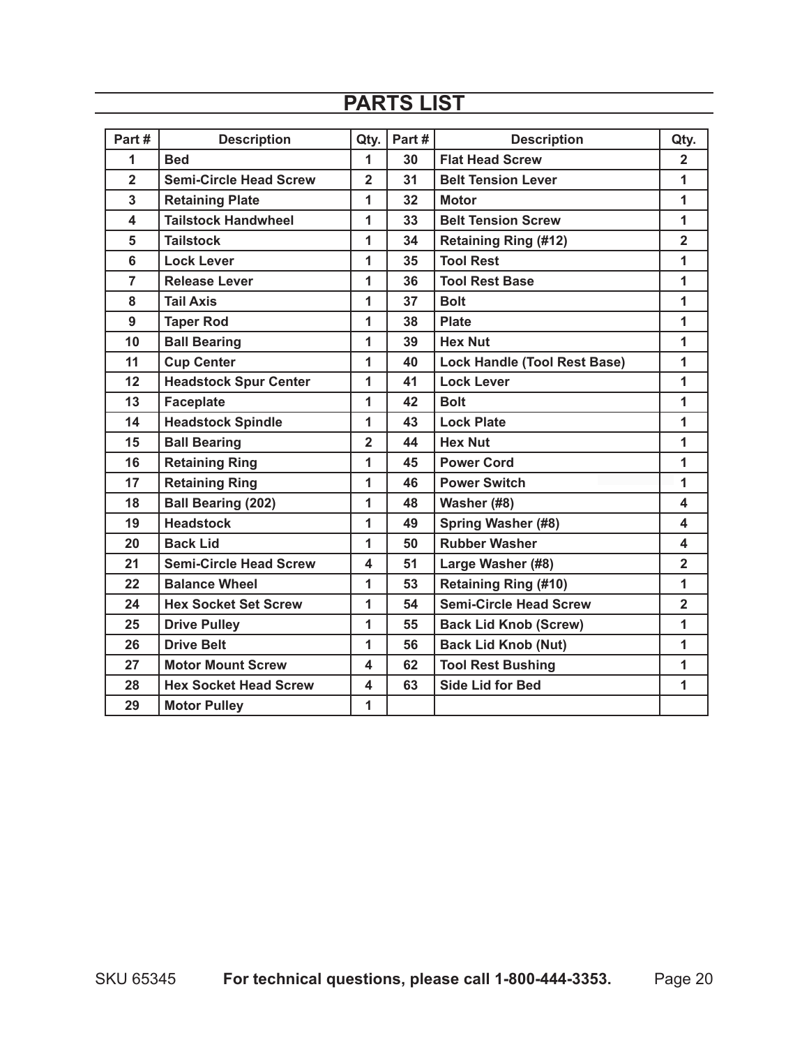## PARTS LIST

| Part # | Description | Qty. | Part # | Description | Qty. |
|---|---|---|---|---|---|
| 1 | Bed | 1 | 30 | Flat Head Screw | 2 |
| 2 | Semi-Circle Head Screw | 2 | 31 | Belt Tension Lever | 1 |
| 3 | Retaining Plate | 1 | 32 | Motor | 1 |
| 4 | Tailstock Handwheel | 1 | 33 | Belt Tension Screw | 1 |
| 5 | Tailstock | 1 | 34 | Retaining Ring (#12) | 2 |
| 6 | Lock Lever | 1 | 35 | Tool Rest | 1 |
| 7 | Release Lever | 1 | 36 | Tool Rest Base | 1 |
| 8 | Tail Axis | 1 | 37 | Bolt | 1 |
| 9 | Taper Rod | 1 | 38 | Plate | 1 |
| 10 | Ball Bearing | 1 | 39 | Hex Nut | 1 |
| 11 | Cup Center | 1 | 40 | Lock Handle (Tool Rest Base) | 1 |
| 12 | Headstock Spur Center | 1 | 41 | Lock Lever | 1 |
| 13 | Faceplate | 1 | 42 | Bolt | 1 |
| 14 | Headstock Spindle | 1 | 43 | Lock Plate | 1 |
| 15 | Ball Bearing | 2 | 44 | Hex Nut | 1 |
| 16 | Retaining Ring | 1 | 45 | Power Cord | 1 |
| 17 | Retaining Ring | 1 | 46 | Power Switch | 1 |
| 18 | Ball Bearing (202) | 1 | 48 | Washer (#8) | 4 |
| 19 | Headstock | 1 | 49 | Spring Washer (#8) | 4 |
| 20 | Back Lid | 1 | 50 | Rubber Washer | 4 |
| 21 | Semi-Circle Head Screw | 4 | 51 | Large Washer (#8) | 2 |
| 22 | Balance Wheel | 1 | 53 | Retaining Ring (#10) | 1 |
| 24 | Hex Socket Set Screw | 1 | 54 | Semi-Circle Head Screw | 2 |
| 25 | Drive Pulley | 1 | 55 | Back Lid Knob (Screw) | 1 |
| 26 | Drive Belt | 1 | 56 | Back Lid Knob (Nut) | 1 |
| 27 | Motor Mount Screw | 4 | 62 | Tool Rest Bushing | 1 |
| 28 | Hex Socket Head Screw | 4 | 63 | Side Lid for Bed | 1 |
| 29 | Motor Pulley | 1 | | | |

SKU 65345 **For technical questions, please call 1-800-444-3353.**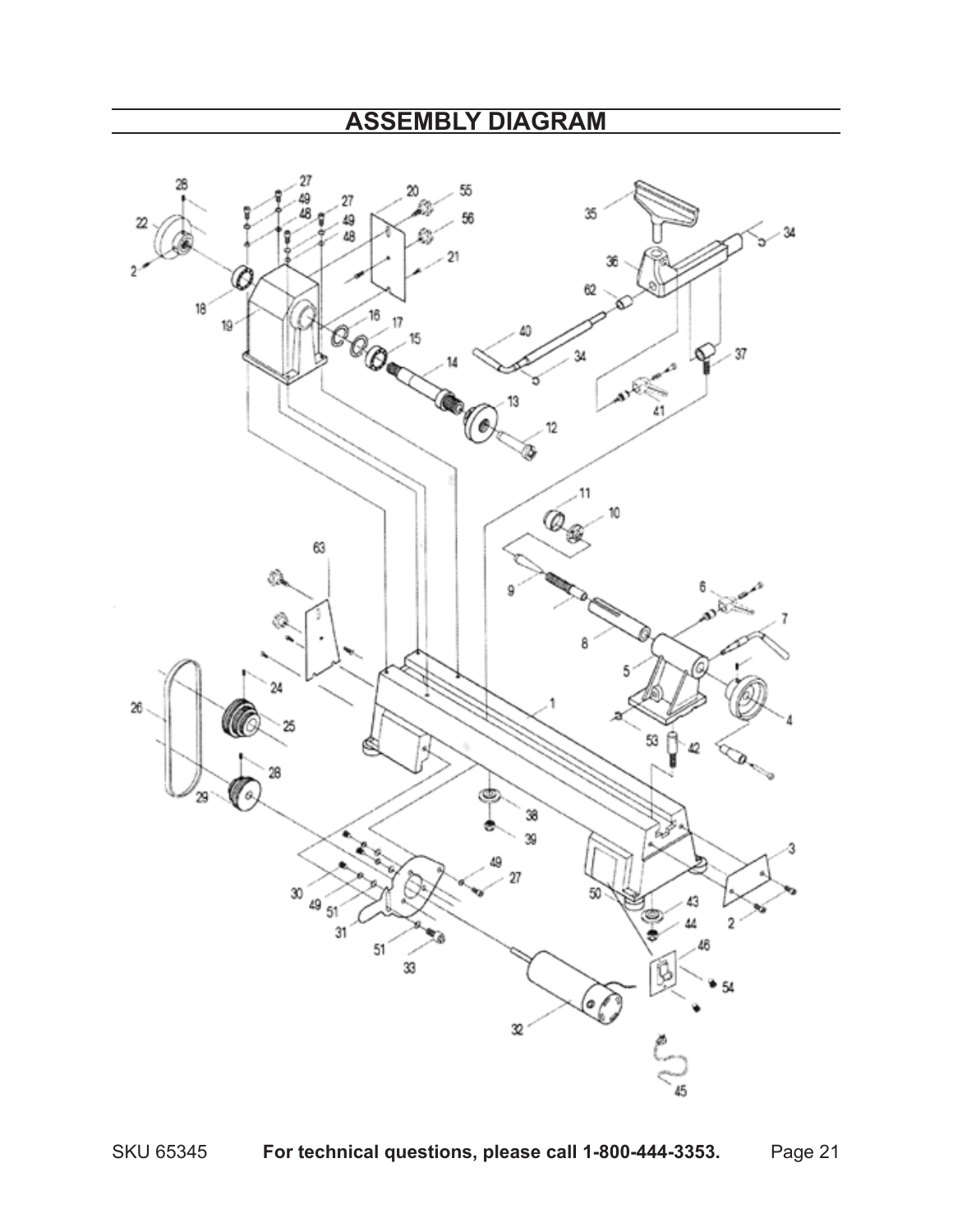## ASSEMBLY DIAGRAM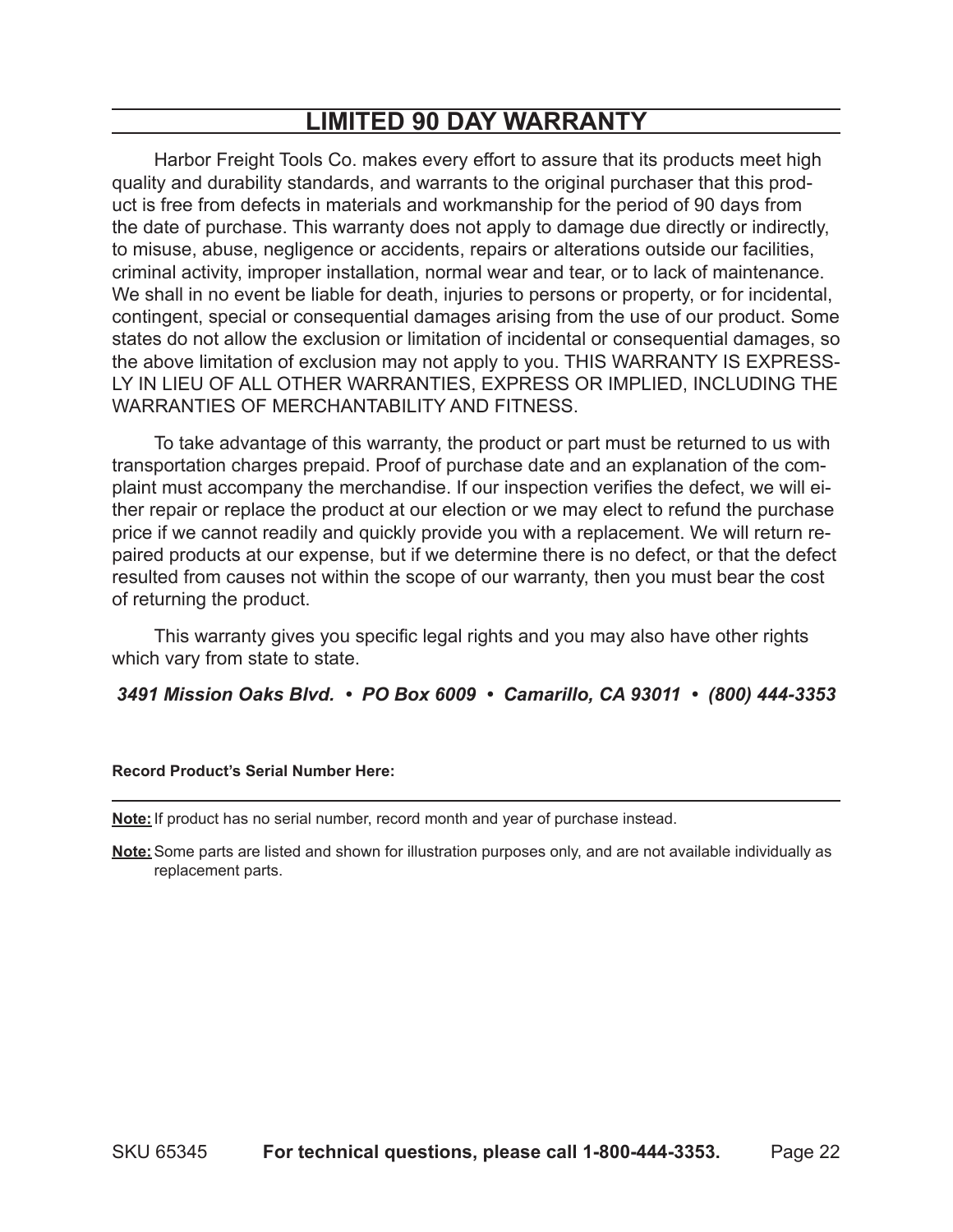## LIMITED 90 DAY WARRANTY

Harbor Freight Tools Co. makes every effort to assure that its products meet high quality and durability standards, and warrants to the original purchaser that this product is free from defects in materials and workmanship for the period of 90 days from the date of purchase. This warranty does not apply to damage due directly or indirectly, to misuse, abuse, negligence or accidents, repairs or alterations outside our facilities, criminal activity, improper installation, normal wear and tear, or to lack of maintenance. We shall in no event be liable for death, injuries to persons or property, or for incidental, contingent, special or consequential damages arising from the use of our product. Some states do not allow the exclusion or limitation of incidental or consequential damages, so the above limitation of exclusion may not apply to you. THIS WARRANTY IS EXPRESSLY IN LIEU OF ALL OTHER WARRANTIES, EXPRESS OR IMPLIED, INCLUDING THE WARRANTIES OF MERCHANTABILITY AND FITNESS.

To take advantage of this warranty, the product or part must be returned to us with transportation charges prepaid. Proof of purchase date and an explanation of the complaint must accompany the merchandise. If our inspection verifies the defect, we will either repair or replace the product at our election or we may elect to refund the purchase price if we cannot readily and quickly provide you with a replacement. We will return repaired products at our expense, but if we determine there is no defect, or that the defect resulted from causes not within the scope of our warranty, then you must bear the cost of returning the product.

This warranty gives you specific legal rights and you may also have other rights which vary from state to state.

***3491 Mission Oaks Blvd. • PO Box 6009 • Camarillo, CA 93011 • (800) 444-3353***

**Record Product's Serial Number Here:**

---

**Note:** If product has no serial number, record month and year of purchase instead.

**Note:** Some parts are listed and shown for illustration purposes only, and are not available individually as replacement parts.